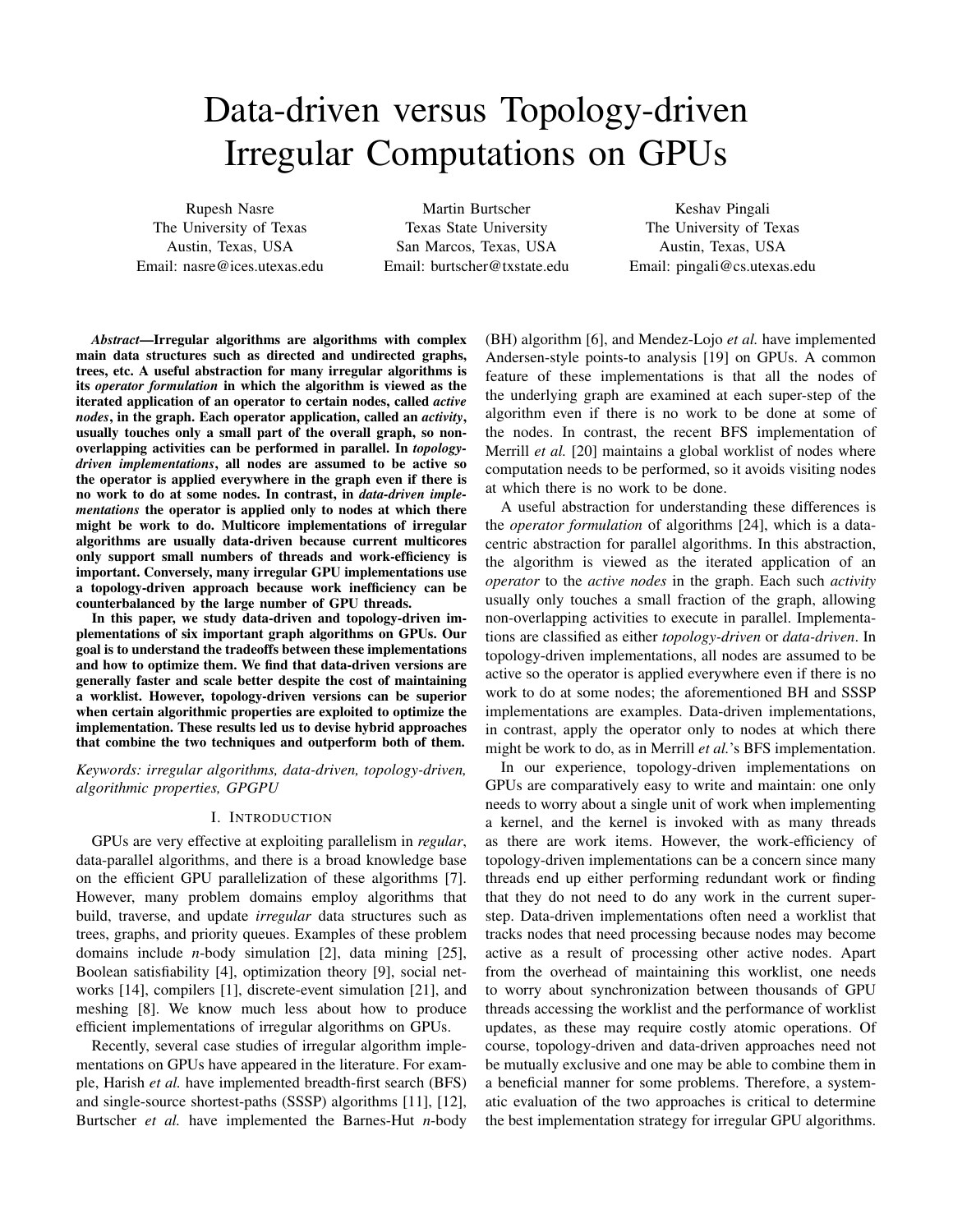# Data-driven versus Topology-driven Irregular Computations on GPUs

Rupesh Nasre
The University of Texas
Austin, Texas, USA
Email: nasre@ices.utexas.edu

Martin Burtscher
Texas State University
San Marcos, Texas, USA
Email: burtscher@txstate.edu

Keshav Pingali
The University of Texas
Austin, Texas, USA
Email: pingali@cs.utexas.edu

***Abstract*—Irregular algorithms are algorithms with complex main data structures such as directed and undirected graphs, trees, etc. A useful abstraction for many irregular algorithms is its *operator formulation* in which the algorithm is viewed as the iterated application of an operator to certain nodes, called *active nodes*, in the graph. Each operator application, called an *activity*, usually touches only a small part of the overall graph, so non-overlapping activities can be performed in parallel. In *topology-driven implementations*, all nodes are assumed to be active so the operator is applied everywhere in the graph even if there is no work to do at some nodes. In contrast, in *data-driven implementations* the operator is applied only to nodes at which there might be work to do. Multicore implementations of irregular algorithms are usually data-driven because current multicores only support small numbers of threads and work-efficiency is important. Conversely, many irregular GPU implementations use a topology-driven approach because work inefficiency can be counterbalanced by the large number of GPU threads.**

**In this paper, we study data-driven and topology-driven implementations of six important graph algorithms on GPUs. Our goal is to understand the tradeoffs between these implementations and how to optimize them. We find that data-driven versions are generally faster and scale better despite the cost of maintaining a worklist. However, topology-driven versions can be superior when certain algorithmic properties are exploited to optimize the implementation. These results led us to devise hybrid approaches that combine the two techniques and outperform both of them.**

*Keywords: irregular algorithms, data-driven, topology-driven, algorithmic properties, GPGPU*

## I. Introduction

GPUs are very effective at exploiting parallelism in *regular*, data-parallel algorithms, and there is a broad knowledge base on the efficient GPU parallelization of these algorithms [7]. However, many problem domains employ algorithms that build, traverse, and update *irregular* data structures such as trees, graphs, and priority queues. Examples of these problem domains include *n*-body simulation [2], data mining [25], Boolean satisfiability [4], optimization theory [9], social networks [14], compilers [1], discrete-event simulation [21], and meshing [8]. We know much less about how to produce efficient implementations of irregular algorithms on GPUs.

Recently, several case studies of irregular algorithm implementations on GPUs have appeared in the literature. For example, Harish *et al.* have implemented breadth-first search (BFS) and single-source shortest-paths (SSSP) algorithms [11], [12], Burtscher *et al.* have implemented the Barnes-Hut *n*-body (BH) algorithm [6], and Mendez-Lojo *et al.* have implemented Andersen-style points-to analysis [19] on GPUs. A common feature of these implementations is that all the nodes of the underlying graph are examined at each super-step of the algorithm even if there is no work to be done at some of the nodes. In contrast, the recent BFS implementation of Merrill *et al.* [20] maintains a global worklist of nodes where computation needs to be performed, so it avoids visiting nodes at which there is no work to be done.

A useful abstraction for understanding these differences is the *operator formulation* of algorithms [24], which is a data-centric abstraction for parallel algorithms. In this abstraction, the algorithm is viewed as the iterated application of an *operator* to the *active nodes* in the graph. Each such *activity* usually only touches a small fraction of the graph, allowing non-overlapping activities to execute in parallel. Implementations are classified as either *topology-driven* or *data-driven*. In topology-driven implementations, all nodes are assumed to be active so the operator is applied everywhere even if there is no work to do at some nodes; the aforementioned BH and SSSP implementations are examples. Data-driven implementations, in contrast, apply the operator only to nodes at which there might be work to do, as in Merrill *et al.*'s BFS implementation.

In our experience, topology-driven implementations on GPUs are comparatively easy to write and maintain: one only needs to worry about a single unit of work when implementing a kernel, and the kernel is invoked with as many threads as there are work items. However, the work-efficiency of topology-driven implementations can be a concern since many threads end up either performing redundant work or finding that they do not need to do any work in the current super-step. Data-driven implementations often need a worklist that tracks nodes that need processing because nodes may become active as a result of processing other active nodes. Apart from the overhead of maintaining this worklist, one needs to worry about synchronization between thousands of GPU threads accessing the worklist and the performance of worklist updates, as these may require costly atomic operations. Of course, topology-driven and data-driven approaches need not be mutually exclusive and one may be able to combine them in a beneficial manner for some problems. Therefore, a systematic evaluation of the two approaches is critical to determine the best implementation strategy for irregular GPU algorithms.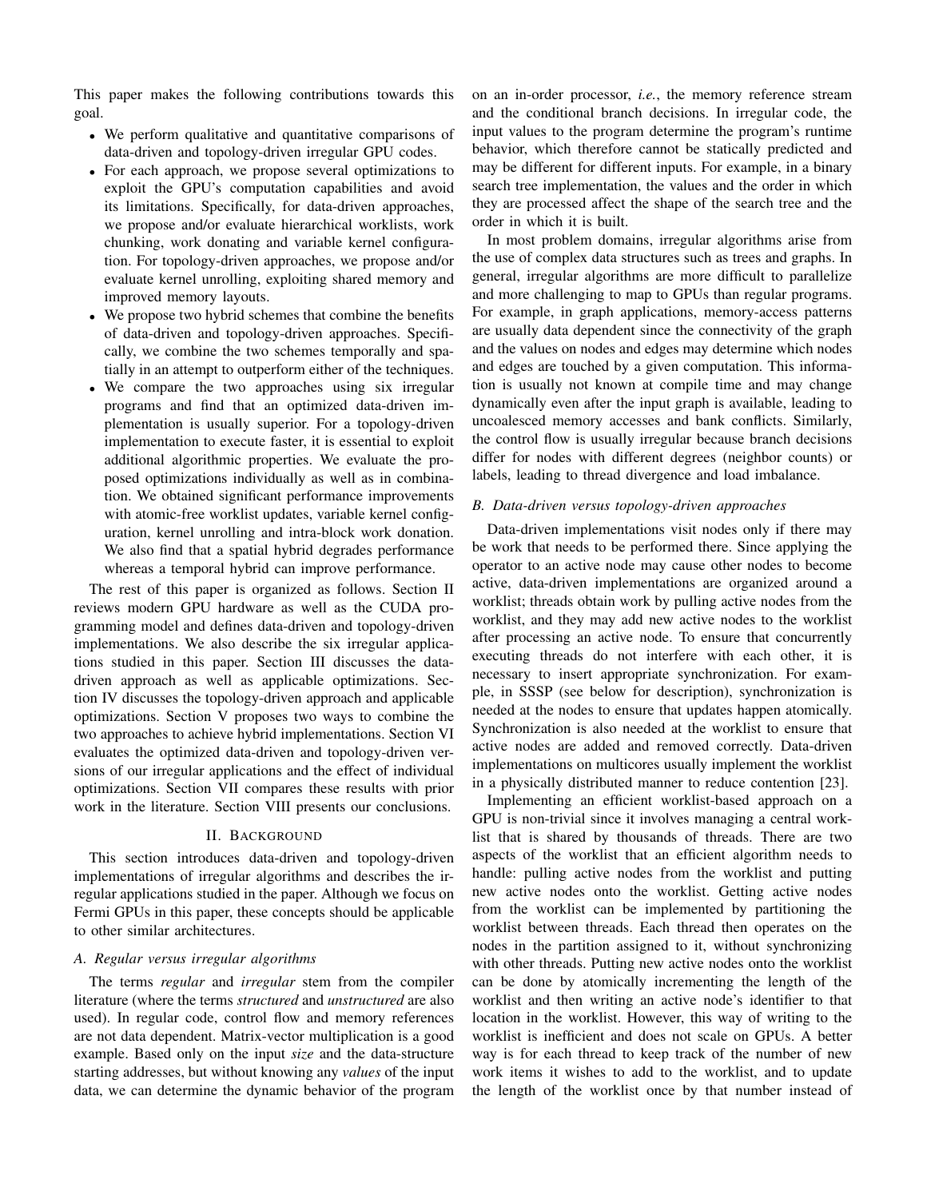This paper makes the following contributions towards this goal.

- We perform qualitative and quantitative comparisons of data-driven and topology-driven irregular GPU codes.
- For each approach, we propose several optimizations to exploit the GPU's computation capabilities and avoid its limitations. Specifically, for data-driven approaches, we propose and/or evaluate hierarchical worklists, work chunking, work donating and variable kernel configuration. For topology-driven approaches, we propose and/or evaluate kernel unrolling, exploiting shared memory and improved memory layouts.
- We propose two hybrid schemes that combine the benefits of data-driven and topology-driven approaches. Specifically, we combine the two schemes temporally and spatially in an attempt to outperform either of the techniques.
- We compare the two approaches using six irregular programs and find that an optimized data-driven implementation is usually superior. For a topology-driven implementation to execute faster, it is essential to exploit additional algorithmic properties. We evaluate the proposed optimizations individually as well as in combination. We obtained significant performance improvements with atomic-free worklist updates, variable kernel configuration, kernel unrolling and intra-block work donation. We also find that a spatial hybrid degrades performance whereas a temporal hybrid can improve performance.

The rest of this paper is organized as follows. Section II reviews modern GPU hardware as well as the CUDA programming model and defines data-driven and topology-driven implementations. We also describe the six irregular applications studied in this paper. Section III discusses the data-driven approach as well as applicable optimizations. Section IV discusses the topology-driven approach and applicable optimizations. Section V proposes two ways to combine the two approaches to achieve hybrid implementations. Section VI evaluates the optimized data-driven and topology-driven versions of our irregular applications and the effect of individual optimizations. Section VII compares these results with prior work in the literature. Section VIII presents our conclusions.

## II. Background

This section introduces data-driven and topology-driven implementations of irregular algorithms and describes the irregular applications studied in the paper. Although we focus on Fermi GPUs in this paper, these concepts should be applicable to other similar architectures.

### A. Regular versus irregular algorithms

The terms *regular* and *irregular* stem from the compiler literature (where the terms *structured* and *unstructured* are also used). In regular code, control flow and memory references are not data dependent. Matrix-vector multiplication is a good example. Based only on the input *size* and the data-structure starting addresses, but without knowing any *values* of the input data, we can determine the dynamic behavior of the program on an in-order processor, *i.e.*, the memory reference stream and the conditional branch decisions. In irregular code, the input values to the program determine the program's runtime behavior, which therefore cannot be statically predicted and may be different for different inputs. For example, in a binary search tree implementation, the values and the order in which they are processed affect the shape of the search tree and the order in which it is built.

In most problem domains, irregular algorithms arise from the use of complex data structures such as trees and graphs. In general, irregular algorithms are more difficult to parallelize and more challenging to map to GPUs than regular programs. For example, in graph applications, memory-access patterns are usually data dependent since the connectivity of the graph and the values on nodes and edges may determine which nodes and edges are touched by a given computation. This information is usually not known at compile time and may change dynamically even after the input graph is available, leading to uncoalesced memory accesses and bank conflicts. Similarly, the control flow is usually irregular because branch decisions differ for nodes with different degrees (neighbor counts) or labels, leading to thread divergence and load imbalance.

### B. Data-driven versus topology-driven approaches

Data-driven implementations visit nodes only if there may be work that needs to be performed there. Since applying the operator to an active node may cause other nodes to become active, data-driven implementations are organized around a worklist; threads obtain work by pulling active nodes from the worklist, and they may add new active nodes to the worklist after processing an active node. To ensure that concurrently executing threads do not interfere with each other, it is necessary to insert appropriate synchronization. For example, in SSSP (see below for description), synchronization is needed at the nodes to ensure that updates happen atomically. Synchronization is also needed at the worklist to ensure that active nodes are added and removed correctly. Data-driven implementations on multicores usually implement the worklist in a physically distributed manner to reduce contention [23].

Implementing an efficient worklist-based approach on a GPU is non-trivial since it involves managing a central worklist that is shared by thousands of threads. There are two aspects of the worklist that an efficient algorithm needs to handle: pulling active nodes from the worklist and putting new active nodes onto the worklist. Getting active nodes from the worklist can be implemented by partitioning the worklist between threads. Each thread then operates on the nodes in the partition assigned to it, without synchronizing with other threads. Putting new active nodes onto the worklist can be done by atomically incrementing the length of the worklist and then writing an active node's identifier to that location in the worklist. However, this way of writing to the worklist is inefficient and does not scale on GPUs. A better way is for each thread to keep track of the number of new work items it wishes to add to the worklist, and to update the length of the worklist once by that number instead of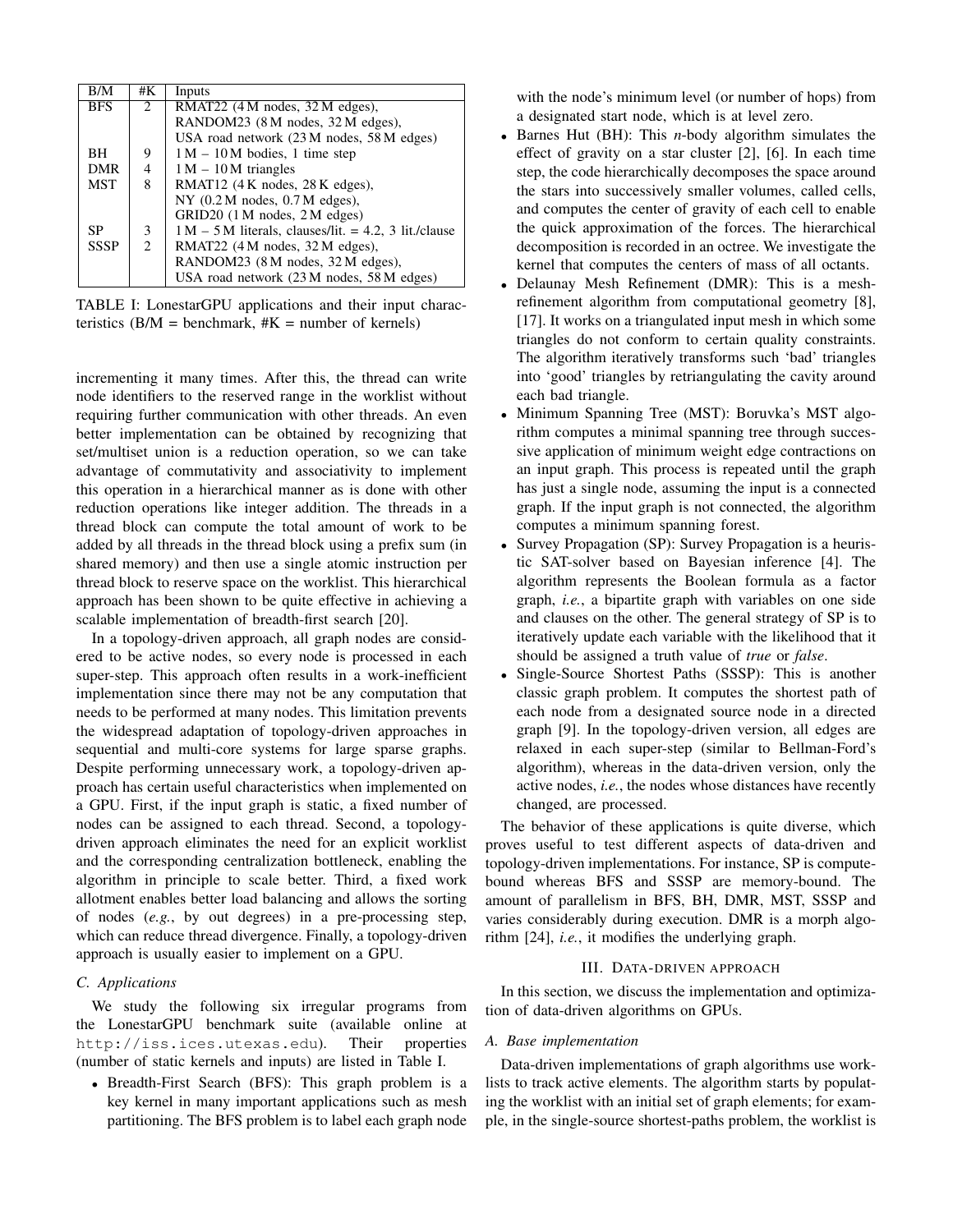| B/M | #K | Inputs |
|---|---|---|
| BFS | 2 | RMAT22 (4 M nodes, 32 M edges), |
| | | RANDOM23 (8 M nodes, 32 M edges), |
| | | USA road network (23 M nodes, 58 M edges) |
| BH | 9 | 1 M – 10 M bodies, 1 time step |
| DMR | 4 | 1 M – 10 M triangles |
| MST | 8 | RMAT12 (4 K nodes, 28 K edges), |
| | | NY (0.2 M nodes, 0.7 M edges), |
| | | GRID20 (1 M nodes, 2 M edges) |
| SP | 3 | 1 M – 5 M literals, clauses/lit. = 4.2, 3 lit./clause |
| SSSP | 2 | RMAT22 (4 M nodes, 32 M edges), |
| | | RANDOM23 (8 M nodes, 32 M edges), |
| | | USA road network (23 M nodes, 58 M edges) |

TABLE I: LonestarGPU applications and their input characteristics (B/M = benchmark, #K = number of kernels)

incrementing it many times. After this, the thread can write node identifiers to the reserved range in the worklist without requiring further communication with other threads. An even better implementation can be obtained by recognizing that set/multiset union is a reduction operation, so we can take advantage of commutativity and associativity to implement this operation in a hierarchical manner as is done with other reduction operations like integer addition. The threads in a thread block can compute the total amount of work to be added by all threads in the thread block using a prefix sum (in shared memory) and then use a single atomic instruction per thread block to reserve space on the worklist. This hierarchical approach has been shown to be quite effective in achieving a scalable implementation of breadth-first search [20].

In a topology-driven approach, all graph nodes are considered to be active nodes, so every node is processed in each super-step. This approach often results in a work-inefficient implementation since there may not be any computation that needs to be performed at many nodes. This limitation prevents the widespread adaptation of topology-driven approaches in sequential and multi-core systems for large sparse graphs. Despite performing unnecessary work, a topology-driven approach has certain useful characteristics when implemented on a GPU. First, if the input graph is static, a fixed number of nodes can be assigned to each thread. Second, a topology-driven approach eliminates the need for an explicit worklist and the corresponding centralization bottleneck, enabling the algorithm in principle to scale better. Third, a fixed work allotment enables better load balancing and allows the sorting of nodes (*e.g.*, by out degrees) in a pre-processing step, which can reduce thread divergence. Finally, a topology-driven approach is usually easier to implement on a GPU.

### C. Applications

We study the following six irregular programs from the LonestarGPU benchmark suite (available online at `http://iss.ices.utexas.edu`). Their properties (number of static kernels and inputs) are listed in Table I.

- Breadth-First Search (BFS): This graph problem is a key kernel in many important applications such as mesh partitioning. The BFS problem is to label each graph node with the node's minimum level (or number of hops) from a designated start node, which is at level zero.
- Barnes Hut (BH): This *n*-body algorithm simulates the effect of gravity on a star cluster [2], [6]. In each time step, the code hierarchically decomposes the space around the stars into successively smaller volumes, called cells, and computes the center of gravity of each cell to enable the quick approximation of the forces. The hierarchical decomposition is recorded in an octree. We investigate the kernel that computes the centers of mass of all octants.
- Delaunay Mesh Refinement (DMR): This is a mesh-refinement algorithm from computational geometry [8], [17]. It works on a triangulated input mesh in which some triangles do not conform to certain quality constraints. The algorithm iteratively transforms such 'bad' triangles into 'good' triangles by retriangulating the cavity around each bad triangle.
- Minimum Spanning Tree (MST): Boruvka's MST algorithm computes a minimal spanning tree through successive application of minimum weight edge contractions on an input graph. This process is repeated until the graph has just a single node, assuming the input is a connected graph. If the input graph is not connected, the algorithm computes a minimum spanning forest.
- Survey Propagation (SP): Survey Propagation is a heuristic SAT-solver based on Bayesian inference [4]. The algorithm represents the Boolean formula as a factor graph, *i.e.*, a bipartite graph with variables on one side and clauses on the other. The general strategy of SP is to iteratively update each variable with the likelihood that it should be assigned a truth value of *true* or *false*.
- Single-Source Shortest Paths (SSSP): This is another classic graph problem. It computes the shortest path of each node from a designated source node in a directed graph [9]. In the topology-driven version, all edges are relaxed in each super-step (similar to Bellman-Ford's algorithm), whereas in the data-driven version, only the active nodes, *i.e.*, the nodes whose distances have recently changed, are processed.

The behavior of these applications is quite diverse, which proves useful to test different aspects of data-driven and topology-driven implementations. For instance, SP is compute-bound whereas BFS and SSSP are memory-bound. The amount of parallelism in BFS, BH, DMR, MST, SSSP and varies considerably during execution. DMR is a morph algorithm [24], *i.e.*, it modifies the underlying graph.

## III. Data-driven approach

In this section, we discuss the implementation and optimization of data-driven algorithms on GPUs.

### A. Base implementation

Data-driven implementations of graph algorithms use worklists to track active elements. The algorithm starts by populating the worklist with an initial set of graph elements; for example, in the single-source shortest-paths problem, the worklist is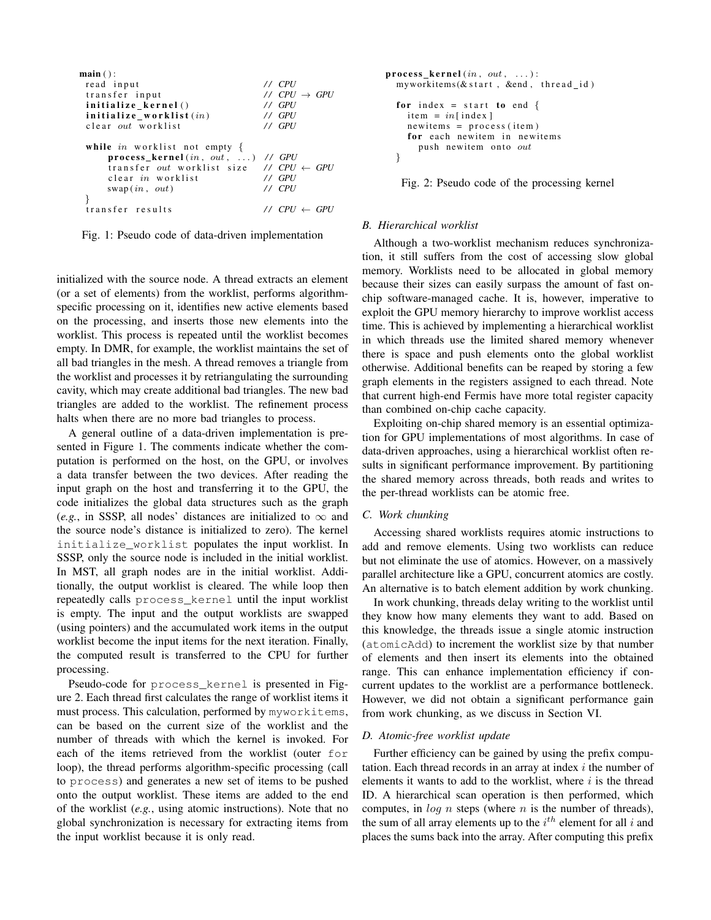```
main():
  read input                          // CPU
  transfer input                      // CPU → GPU
  initialize_kernel()                 // GPU
  initialize_worklist(in)             // GPU
  clear out worklist                  // GPU

  while in worklist not empty {
      process_kernel(in, out, ...)    // GPU
      transfer out worklist size      // CPU ← GPU
      clear in worklist               // GPU
      swap(in, out)                   // CPU
  }
  transfer results                    // CPU ← GPU
```

Fig. 1: Pseudo code of data-driven implementation

initialized with the source node. A thread extracts an element (or a set of elements) from the worklist, performs algorithm-specific processing on it, identifies new active elements based on the processing, and inserts those new elements into the worklist. This process is repeated until the worklist becomes empty. In DMR, for example, the worklist maintains the set of all bad triangles in the mesh. A thread removes a triangle from the worklist and processes it by retriangulating the surrounding cavity, which may create additional bad triangles. The new bad triangles are added to the worklist. The refinement process halts when there are no more bad triangles to process.

A general outline of a data-driven implementation is presented in Figure 1. The comments indicate whether the computation is performed on the host, on the GPU, or involves a data transfer between the two devices. After reading the input graph on the host and transferring it to the GPU, the code initializes the global data structures such as the graph (*e.g.*, in SSSP, all nodes' distances are initialized to $\infty$ and the source node's distance is initialized to zero). The kernel `initialize_worklist` populates the input worklist. In SSSP, only the source node is included in the initial worklist. In MST, all graph nodes are in the initial worklist. Additionally, the output worklist is cleared. The while loop then repeatedly calls `process_kernel` until the input worklist is empty. The input and the output worklists are swapped (using pointers) and the accumulated work items in the output worklist become the input items for the next iteration. Finally, the computed result is transferred to the CPU for further processing.

Pseudo-code for `process_kernel` is presented in Figure 2. Each thread first calculates the range of worklist items it must process. This calculation, performed by `myworkitems`, can be based on the current size of the worklist and the number of threads with which the kernel is invoked. For each of the items retrieved from the worklist (outer `for` loop), the thread performs algorithm-specific processing (call to `process`) and generates a new set of items to be pushed onto the output worklist. These items are added to the end of the worklist (*e.g.*, using atomic instructions). Note that no global synchronization is necessary for extracting items from the input worklist because it is only read.

```
process_kernel(in, out, ...):
  myworkitems(&start, &end, thread_id)

  for index = start to end {
    item = in[index]
    newitems = process(item)
    for each newitem in newitems
      push newitem onto out
  }
```

Fig. 2: Pseudo code of the processing kernel

### B. Hierarchical worklist

Although a two-worklist mechanism reduces synchronization, it still suffers from the cost of accessing slow global memory. Worklists need to be allocated in global memory because their sizes can easily surpass the amount of fast on-chip software-managed cache. It is, however, imperative to exploit the GPU memory hierarchy to improve worklist access time. This is achieved by implementing a hierarchical worklist in which threads use the limited shared memory whenever there is space and push elements onto the global worklist otherwise. Additional benefits can be reaped by storing a few graph elements in the registers assigned to each thread. Note that current high-end Fermis have more total register capacity than combined on-chip cache capacity.

Exploiting on-chip shared memory is an essential optimization for GPU implementations of most algorithms. In case of data-driven approaches, using a hierarchical worklist often results in significant performance improvement. By partitioning the shared memory across threads, both reads and writes to the per-thread worklists can be atomic free.

### C. Work chunking

Accessing shared worklists requires atomic instructions to add and remove elements. Using two worklists can reduce but not eliminate the use of atomics. However, on a massively parallel architecture like a GPU, concurrent atomics are costly. An alternative is to batch element addition by work chunking.

In work chunking, threads delay writing to the worklist until they know how many elements they want to add. Based on this knowledge, the threads issue a single atomic instruction (`atomicAdd`) to increment the worklist size by that number of elements and then insert its elements into the obtained range. This can enhance implementation efficiency if concurrent updates to the worklist are a performance bottleneck. However, we did not obtain a significant performance gain from work chunking, as we discuss in Section VI.

### D. Atomic-free worklist update

Further efficiency can be gained by using the prefix computation. Each thread records in an array at index $i$ the number of elements it wants to add to the worklist, where $i$ is the thread ID. A hierarchical scan operation is then performed, which computes, in $log\ n$ steps (where $n$ is the number of threads), the sum of all array elements up to the $i^{th}$ element for all $i$ and places the sums back into the array. After computing this prefix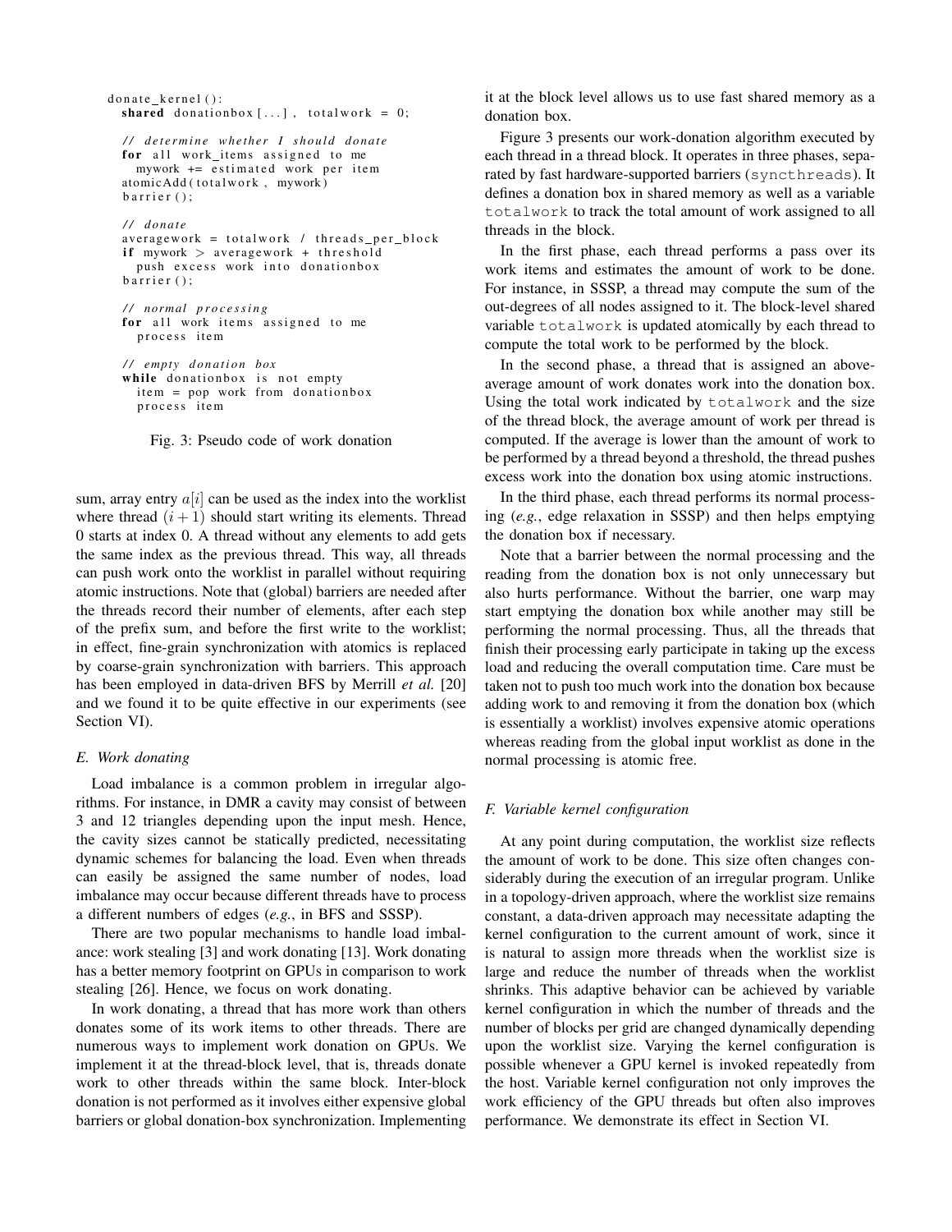```
donate_kernel():
  shared donationbox[...], totalwork = 0;

  // determine whether I should donate
  for all work_items assigned to me
    mywork += estimated work per item
  atomicAdd(totalwork, mywork)
  barrier();

  // donate
  averagework = totalwork / threads_per_block
  if mywork > averagework + threshold
    push excess work into donationbox
  barrier();

  // normal processing
  for all work items assigned to me
    process item

  // empty donation box
  while donationbox is not empty
    item = pop work from donationbox
    process item
```

Fig. 3: Pseudo code of work donation

sum, array entry $a[i]$ can be used as the index into the worklist where thread $(i+1)$ should start writing its elements. Thread 0 starts at index 0. A thread without any elements to add gets the same index as the previous thread. This way, all threads can push work onto the worklist in parallel without requiring atomic instructions. Note that (global) barriers are needed after the threads record their number of elements, after each step of the prefix sum, and before the first write to the worklist; in effect, fine-grain synchronization with atomics is replaced by coarse-grain synchronization with barriers. This approach has been employed in data-driven BFS by Merrill *et al.* [20] and we found it to be quite effective in our experiments (see Section VI).

### E. Work donating

Load imbalance is a common problem in irregular algorithms. For instance, in DMR a cavity may consist of between 3 and 12 triangles depending upon the input mesh. Hence, the cavity sizes cannot be statically predicted, necessitating dynamic schemes for balancing the load. Even when threads can easily be assigned the same number of nodes, load imbalance may occur because different threads have to process a different numbers of edges (*e.g.*, in BFS and SSSP).

There are two popular mechanisms to handle load imbalance: work stealing [3] and work donating [13]. Work donating has a better memory footprint on GPUs in comparison to work stealing [26]. Hence, we focus on work donating.

In work donating, a thread that has more work than others donates some of its work items to other threads. There are numerous ways to implement work donation on GPUs. We implement it at the thread-block level, that is, threads donate work to other threads within the same block. Inter-block donation is not performed as it involves either expensive global barriers or global donation-box synchronization. Implementing it at the block level allows us to use fast shared memory as a donation box.

Figure 3 presents our work-donation algorithm executed by each thread in a thread block. It operates in three phases, separated by fast hardware-supported barriers (`syncthreads`). It defines a donation box in shared memory as well as a variable `totalwork` to track the total amount of work assigned to all threads in the block.

In the first phase, each thread performs a pass over its work items and estimates the amount of work to be done. For instance, in SSSP, a thread may compute the sum of the out-degrees of all nodes assigned to it. The block-level shared variable `totalwork` is updated atomically by each thread to compute the total work to be performed by the block.

In the second phase, a thread that is assigned an above-average amount of work donates work into the donation box. Using the total work indicated by `totalwork` and the size of the thread block, the average amount of work per thread is computed. If the average is lower than the amount of work to be performed by a thread beyond a threshold, the thread pushes excess work into the donation box using atomic instructions.

In the third phase, each thread performs its normal processing (*e.g.*, edge relaxation in SSSP) and then helps emptying the donation box if necessary.

Note that a barrier between the normal processing and the reading from the donation box is not only unnecessary but also hurts performance. Without the barrier, one warp may start emptying the donation box while another may still be performing the normal processing. Thus, all the threads that finish their processing early participate in taking up the excess load and reducing the overall computation time. Care must be taken not to push too much work into the donation box because adding work to and removing it from the donation box (which is essentially a worklist) involves expensive atomic operations whereas reading from the global input worklist as done in the normal processing is atomic free.

### F. Variable kernel configuration

At any point during computation, the worklist size reflects the amount of work to be done. This size often changes considerably during the execution of an irregular program. Unlike in a topology-driven approach, where the worklist size remains constant, a data-driven approach may necessitate adapting the kernel configuration to the current amount of work, since it is natural to assign more threads when the worklist size is large and reduce the number of threads when the worklist shrinks. This adaptive behavior can be achieved by variable kernel configuration in which the number of threads and the number of blocks per grid are changed dynamically depending upon the worklist size. Varying the kernel configuration is possible whenever a GPU kernel is invoked repeatedly from the host. Variable kernel configuration not only improves the work efficiency of the GPU threads but often also improves performance. We demonstrate its effect in Section VI.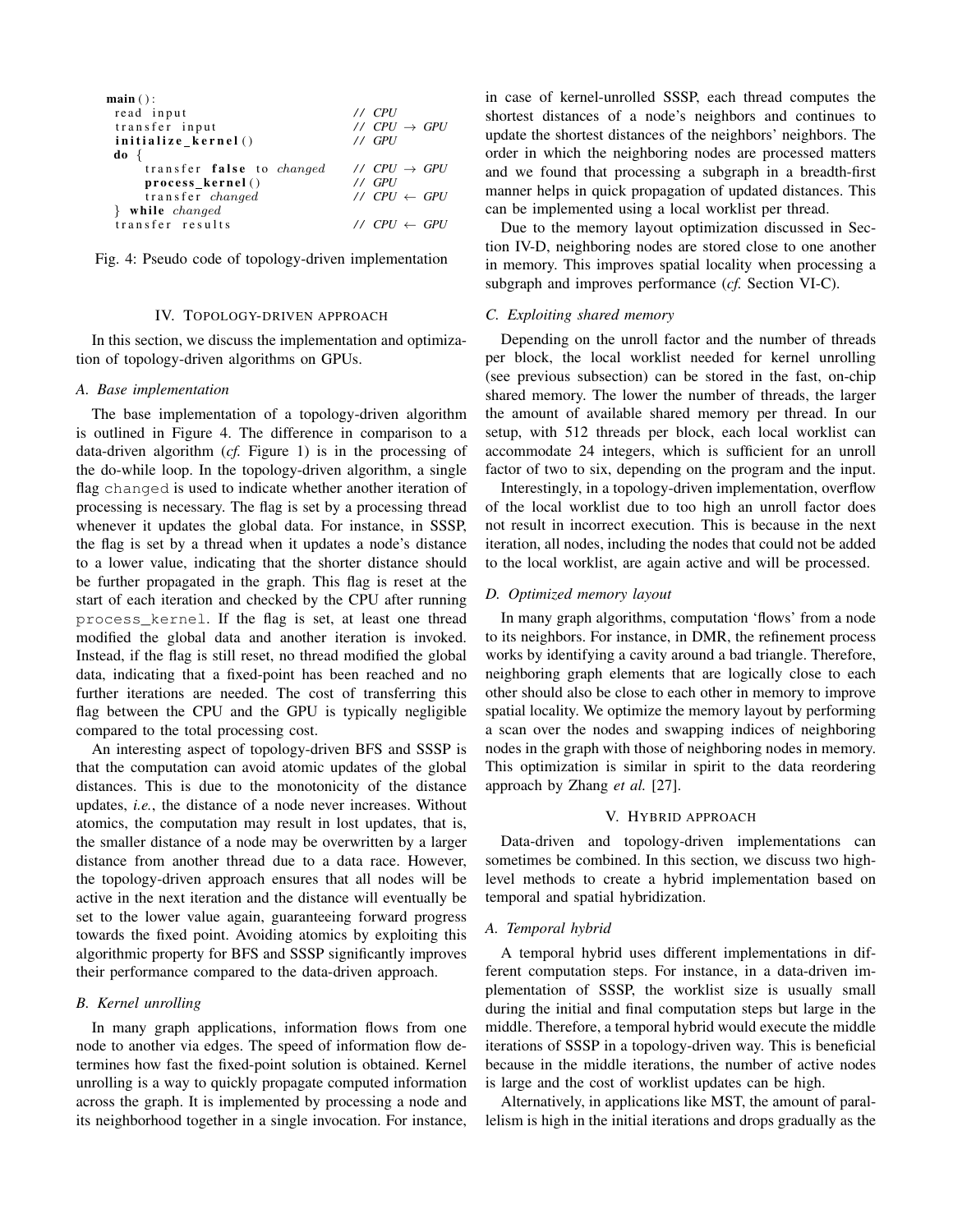```
main():
  read input                          // CPU
  transfer input                      // CPU → GPU
  initialize_kernel()                 // GPU
  do {
      transfer false to changed       // CPU → GPU
      process_kernel()                // GPU
      transfer changed                // CPU ← GPU
  } while changed
  transfer results                    // CPU ← GPU
```

Fig. 4: Pseudo code of topology-driven implementation

## IV. Topology-driven approach

In this section, we discuss the implementation and optimization of topology-driven algorithms on GPUs.

### A. Base implementation

The base implementation of a topology-driven algorithm is outlined in Figure 4. The difference in comparison to a data-driven algorithm (*cf.* Figure 1) is in the processing of the do-while loop. In the topology-driven algorithm, a single flag `changed` is used to indicate whether another iteration of processing is necessary. The flag is set by a processing thread whenever it updates the global data. For instance, in SSSP, the flag is set by a thread when it updates a node's distance to a lower value, indicating that the shorter distance should be further propagated in the graph. This flag is reset at the start of each iteration and checked by the CPU after running `process_kernel`. If the flag is set, at least one thread modified the global data and another iteration is invoked. Instead, if the flag is still reset, no thread modified the global data, indicating that a fixed-point has been reached and no further iterations are needed. The cost of transferring this flag between the CPU and the GPU is typically negligible compared to the total processing cost.

An interesting aspect of topology-driven BFS and SSSP is that the computation can avoid atomic updates of the global distances. This is due to the monotonicity of the distance updates, *i.e.*, the distance of a node never increases. Without atomics, the computation may result in lost updates, that is, the smaller distance of a node may be overwritten by a larger distance from another thread due to a data race. However, the topology-driven approach ensures that all nodes will be active in the next iteration and the distance will eventually be set to the lower value again, guaranteeing forward progress towards the fixed point. Avoiding atomics by exploiting this algorithmic property for BFS and SSSP significantly improves their performance compared to the data-driven approach.

### B. Kernel unrolling

In many graph applications, information flows from one node to another via edges. The speed of information flow determines how fast the fixed-point solution is obtained. Kernel unrolling is a way to quickly propagate computed information across the graph. It is implemented by processing a node and its neighborhood together in a single invocation. For instance, in case of kernel-unrolled SSSP, each thread computes the shortest distances of a node's neighbors and continues to update the shortest distances of the neighbors' neighbors. The order in which the neighboring nodes are processed matters and we found that processing a subgraph in a breadth-first manner helps in quick propagation of updated distances. This can be implemented using a local worklist per thread.

Due to the memory layout optimization discussed in Section IV-D, neighboring nodes are stored close to one another in memory. This improves spatial locality when processing a subgraph and improves performance (*cf.* Section VI-C).

### C. Exploiting shared memory

Depending on the unroll factor and the number of threads per block, the local worklist needed for kernel unrolling (see previous subsection) can be stored in the fast, on-chip shared memory. The lower the number of threads, the larger the amount of available shared memory per thread. In our setup, with 512 threads per block, each local worklist can accommodate 24 integers, which is sufficient for an unroll factor of two to six, depending on the program and the input.

Interestingly, in a topology-driven implementation, overflow of the local worklist due to too high an unroll factor does not result in incorrect execution. This is because in the next iteration, all nodes, including the nodes that could not be added to the local worklist, are again active and will be processed.

### D. Optimized memory layout

In many graph algorithms, computation 'flows' from a node to its neighbors. For instance, in DMR, the refinement process works by identifying a cavity around a bad triangle. Therefore, neighboring graph elements that are logically close to each other should also be close to each other in memory to improve spatial locality. We optimize the memory layout by performing a scan over the nodes and swapping indices of neighboring nodes in the graph with those of neighboring nodes in memory. This optimization is similar in spirit to the data reordering approach by Zhang *et al.* [27].

## V. Hybrid approach

Data-driven and topology-driven implementations can sometimes be combined. In this section, we discuss two high-level methods to create a hybrid implementation based on temporal and spatial hybridization.

### A. Temporal hybrid

A temporal hybrid uses different implementations in different computation steps. For instance, in a data-driven implementation of SSSP, the worklist size is usually small during the initial and final computation steps but large in the middle. Therefore, a temporal hybrid would execute the middle iterations of SSSP in a topology-driven way. This is beneficial because in the middle iterations, the number of active nodes is large and the cost of worklist updates can be high.

Alternatively, in applications like MST, the amount of parallelism is high in the initial iterations and drops gradually as the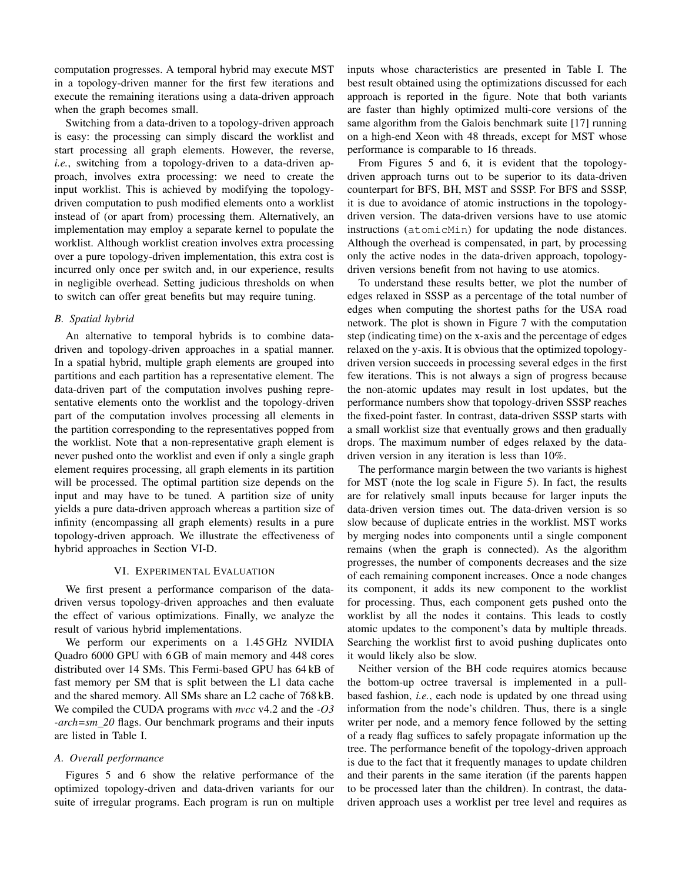computation progresses. A temporal hybrid may execute MST in a topology-driven manner for the first few iterations and execute the remaining iterations using a data-driven approach when the graph becomes small.

Switching from a data-driven to a topology-driven approach is easy: the processing can simply discard the worklist and start processing all graph elements. However, the reverse, *i.e.*, switching from a topology-driven to a data-driven approach, involves extra processing: we need to create the input worklist. This is achieved by modifying the topology-driven computation to push modified elements onto a worklist instead of (or apart from) processing them. Alternatively, an implementation may employ a separate kernel to populate the worklist. Although worklist creation involves extra processing over a pure topology-driven implementation, this extra cost is incurred only once per switch and, in our experience, results in negligible overhead. Setting judicious thresholds on when to switch can offer great benefits but may require tuning.

### B. Spatial hybrid

An alternative to temporal hybrids is to combine data-driven and topology-driven approaches in a spatial manner. In a spatial hybrid, multiple graph elements are grouped into partitions and each partition has a representative element. The data-driven part of the computation involves pushing representative elements onto the worklist and the topology-driven part of the computation involves processing all elements in the partition corresponding to the representatives popped from the worklist. Note that a non-representative graph element is never pushed onto the worklist and even if only a single graph element requires processing, all graph elements in its partition will be processed. The optimal partition size depends on the input and may have to be tuned. A partition size of unity yields a pure data-driven approach whereas a partition size of infinity (encompassing all graph elements) results in a pure topology-driven approach. We illustrate the effectiveness of hybrid approaches in Section VI-D.

## VI. Experimental Evaluation

We first present a performance comparison of the data-driven versus topology-driven approaches and then evaluate the effect of various optimizations. Finally, we analyze the result of various hybrid implementations.

We perform our experiments on a 1.45 GHz NVIDIA Quadro 6000 GPU with 6 GB of main memory and 448 cores distributed over 14 SMs. This Fermi-based GPU has 64 kB of fast memory per SM that is split between the L1 data cache and the shared memory. All SMs share an L2 cache of 768 kB. We compiled the CUDA programs with *nvcc* v4.2 and the *-O3 -arch=sm_20* flags. Our benchmark programs and their inputs are listed in Table I.

### A. Overall performance

Figures 5 and 6 show the relative performance of the optimized topology-driven and data-driven variants for our suite of irregular programs. Each program is run on multiple inputs whose characteristics are presented in Table I. The best result obtained using the optimizations discussed for each approach is reported in the figure. Note that both variants are faster than highly optimized multi-core versions of the same algorithm from the Galois benchmark suite [17] running on a high-end Xeon with 48 threads, except for MST whose performance is comparable to 16 threads.

From Figures 5 and 6, it is evident that the topology-driven approach turns out to be superior to its data-driven counterpart for BFS, BH, MST and SSSP. For BFS and SSSP, it is due to avoidance of atomic instructions in the topology-driven version. The data-driven versions have to use atomic instructions (`atomicMin`) for updating the node distances. Although the overhead is compensated, in part, by processing only the active nodes in the data-driven approach, topology-driven versions benefit from not having to use atomics.

To understand these results better, we plot the number of edges relaxed in SSSP as a percentage of the total number of edges when computing the shortest paths for the USA road network. The plot is shown in Figure 7 with the computation step (indicating time) on the x-axis and the percentage of edges relaxed on the y-axis. It is obvious that the optimized topology-driven version succeeds in processing several edges in the first few iterations. This is not always a sign of progress because the non-atomic updates may result in lost updates, but the performance numbers show that topology-driven SSSP reaches the fixed-point faster. In contrast, data-driven SSSP starts with a small worklist size that eventually grows and then gradually drops. The maximum number of edges relaxed by the data-driven version in any iteration is less than 10%.

The performance margin between the two variants is highest for MST (note the log scale in Figure 5). In fact, the results are for relatively small inputs because for larger inputs the data-driven version times out. The data-driven version is so slow because of duplicate entries in the worklist. MST works by merging nodes into components until a single component remains (when the graph is connected). As the algorithm progresses, the number of components decreases and the size of each remaining component increases. Once a node changes its component, it adds its new component to the worklist for processing. Thus, each component gets pushed onto the worklist by all the nodes it contains. This leads to costly atomic updates to the component's data by multiple threads. Searching the worklist first to avoid pushing duplicates onto it would likely also be slow.

Neither version of the BH code requires atomics because the bottom-up octree traversal is implemented in a pull-based fashion, *i.e.*, each node is updated by one thread using information from the node's children. Thus, there is a single writer per node, and a memory fence followed by the setting of a ready flag suffices to safely propagate information up the tree. The performance benefit of the topology-driven approach is due to the fact that it frequently manages to update children and their parents in the same iteration (if the parents happen to be processed later than the children). In contrast, the data-driven approach uses a worklist per tree level and requires as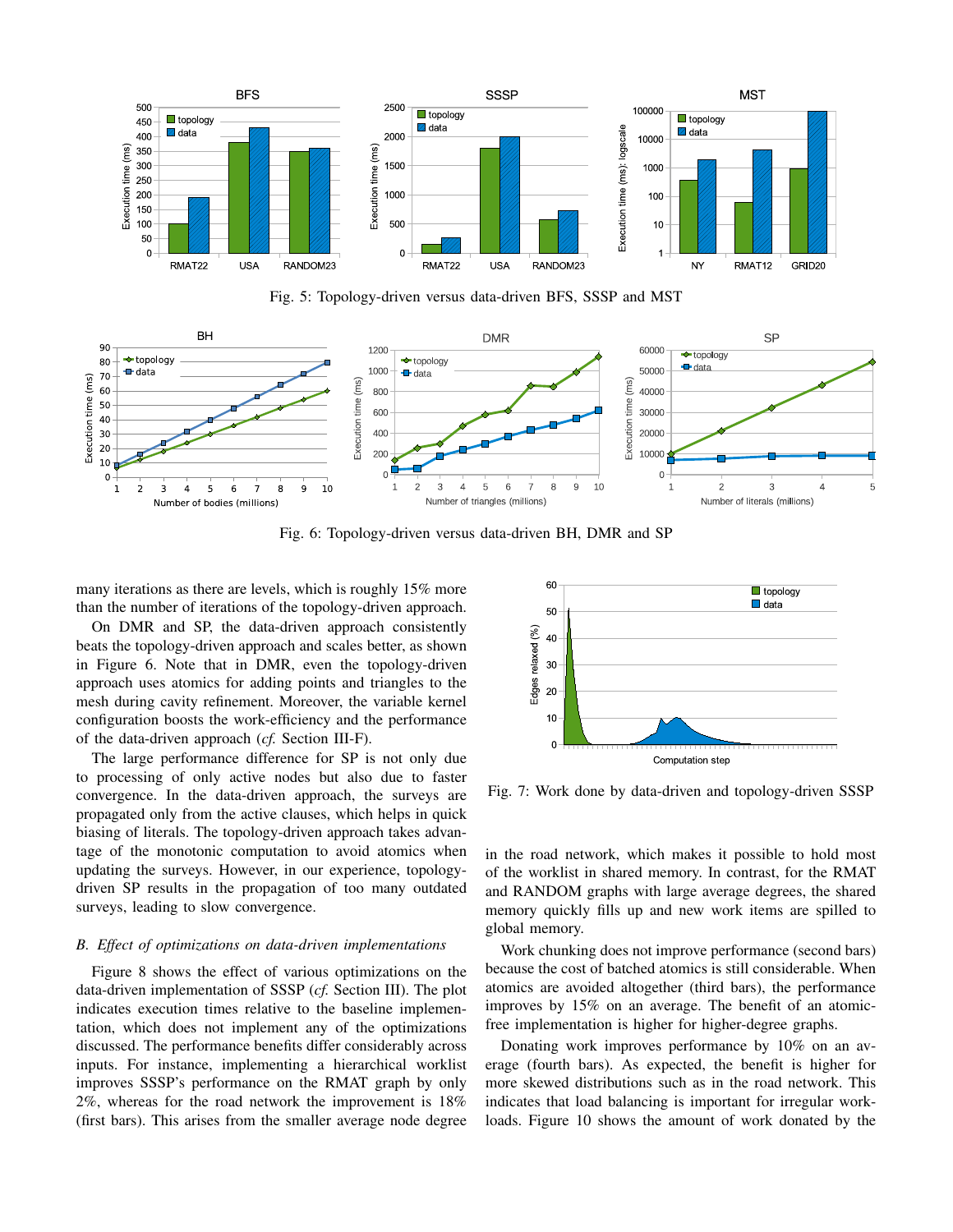Fig. 5: Topology-driven versus data-driven BFS, SSSP and MST

Fig. 6: Topology-driven versus data-driven BH, DMR and SP

many iterations as there are levels, which is roughly 15% more than the number of iterations of the topology-driven approach.

On DMR and SP, the data-driven approach consistently beats the topology-driven approach and scales better, as shown in Figure 6. Note that in DMR, even the topology-driven approach uses atomics for adding points and triangles to the mesh during cavity refinement. Moreover, the variable kernel configuration boosts the work-efficiency and the performance of the data-driven approach (*cf.* Section III-F).

The large performance difference for SP is not only due to processing of only active nodes but also due to faster convergence. In the data-driven approach, the surveys are propagated only from the active clauses, which helps in quick biasing of literals. The topology-driven approach takes advantage of the monotonic computation to avoid atomics when updating the surveys. However, in our experience, topology-driven SP results in the propagation of too many outdated surveys, leading to slow convergence.

### *B. Effect of optimizations on data-driven implementations*

Figure 8 shows the effect of various optimizations on the data-driven implementation of SSSP (*cf.* Section III). The plot indicates execution times relative to the baseline implementation, which does not implement any of the optimizations discussed. The performance benefits differ considerably across inputs. For instance, implementing a hierarchical worklist improves SSSP's performance on the RMAT graph by only 2%, whereas for the road network the improvement is 18% (first bars). This arises from the smaller average node degree

Fig. 7: Work done by data-driven and topology-driven SSSP

in the road network, which makes it possible to hold most of the worklist in shared memory. In contrast, for the RMAT and RANDOM graphs with large average degrees, the shared memory quickly fills up and new work items are spilled to global memory.

Work chunking does not improve performance (second bars) because the cost of batched atomics is still considerable. When atomics are avoided altogether (third bars), the performance improves by 15% on an average. The benefit of an atomic-free implementation is higher for higher-degree graphs.

Donating work improves performance by 10% on an average (fourth bars). As expected, the benefit is higher for more skewed distributions such as in the road network. This indicates that load balancing is important for irregular workloads. Figure 10 shows the amount of work donated by the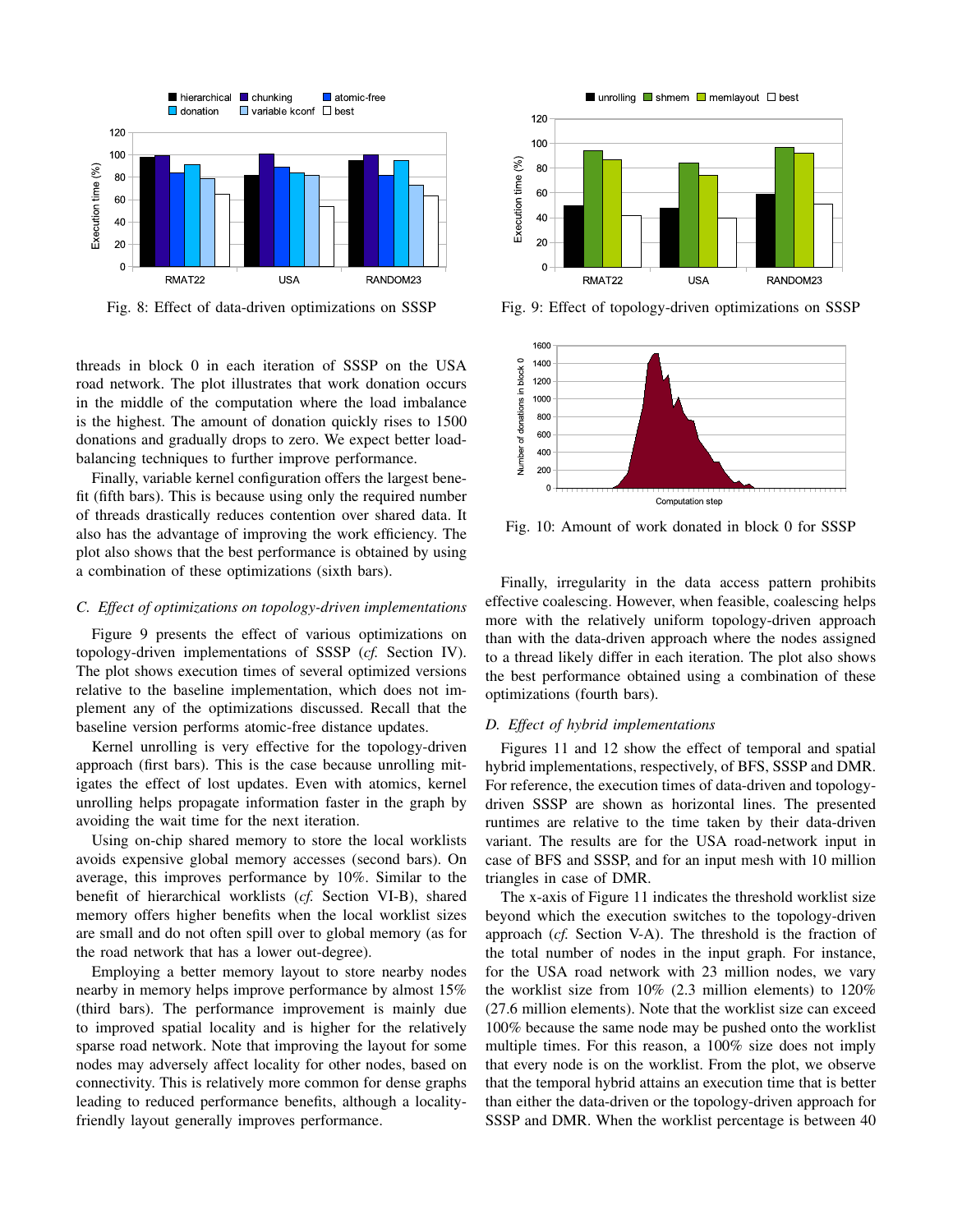Fig. 8: Effect of data-driven optimizations on SSSP

Fig. 9: Effect of topology-driven optimizations on SSSP

threads in block 0 in each iteration of SSSP on the USA road network. The plot illustrates that work donation occurs in the middle of the computation where the load imbalance is the highest. The amount of donation quickly rises to 1500 donations and gradually drops to zero. We expect better load-balancing techniques to further improve performance.

Finally, variable kernel configuration offers the largest benefit (fifth bars). This is because using only the required number of threads drastically reduces contention over shared data. It also has the advantage of improving the work efficiency. The plot also shows that the best performance is obtained by using a combination of these optimizations (sixth bars).

### *C. Effect of optimizations on topology-driven implementations*

Figure 9 presents the effect of various optimizations on topology-driven implementations of SSSP (*cf.* Section IV). The plot shows execution times of several optimized versions relative to the baseline implementation, which does not implement any of the optimizations discussed. Recall that the baseline version performs atomic-free distance updates.

Kernel unrolling is very effective for the topology-driven approach (first bars). This is the case because unrolling mitigates the effect of lost updates. Even with atomics, kernel unrolling helps propagate information faster in the graph by avoiding the wait time for the next iteration.

Using on-chip shared memory to store the local worklists avoids expensive global memory accesses (second bars). On average, this improves performance by 10%. Similar to the benefit of hierarchical worklists (*cf.* Section VI-B), shared memory offers higher benefits when the local worklist sizes are small and do not often spill over to global memory (as for the road network that has a lower out-degree).

Employing a better memory layout to store nearby nodes nearby in memory helps improve performance by almost 15% (third bars). The performance improvement is mainly due to improved spatial locality and is higher for the relatively sparse road network. Note that improving the layout for some nodes may adversely affect locality for other nodes, based on connectivity. This is relatively more common for dense graphs leading to reduced performance benefits, although a locality-friendly layout generally improves performance.

Fig. 10: Amount of work donated in block 0 for SSSP

Finally, irregularity in the data access pattern prohibits effective coalescing. However, when feasible, coalescing helps more with the relatively uniform topology-driven approach than with the data-driven approach where the nodes assigned to a thread likely differ in each iteration. The plot also shows the best performance obtained using a combination of these optimizations (fourth bars).

### *D. Effect of hybrid implementations*

Figures 11 and 12 show the effect of temporal and spatial hybrid implementations, respectively, of BFS, SSSP and DMR. For reference, the execution times of data-driven and topology-driven SSSP are shown as horizontal lines. The presented runtimes are relative to the time taken by their data-driven variant. The results are for the USA road-network input in case of BFS and SSSP, and for an input mesh with 10 million triangles in case of DMR.

The x-axis of Figure 11 indicates the threshold worklist size beyond which the execution switches to the topology-driven approach (*cf.* Section V-A). The threshold is the fraction of the total number of nodes in the input graph. For instance, for the USA road network with 23 million nodes, we vary the worklist size from 10% (2.3 million elements) to 120% (27.6 million elements). Note that the worklist size can exceed 100% because the same node may be pushed onto the worklist multiple times. For this reason, a 100% size does not imply that every node is on the worklist. From the plot, we observe that the temporal hybrid attains an execution time that is better than either the data-driven or the topology-driven approach for SSSP and DMR. When the worklist percentage is between 40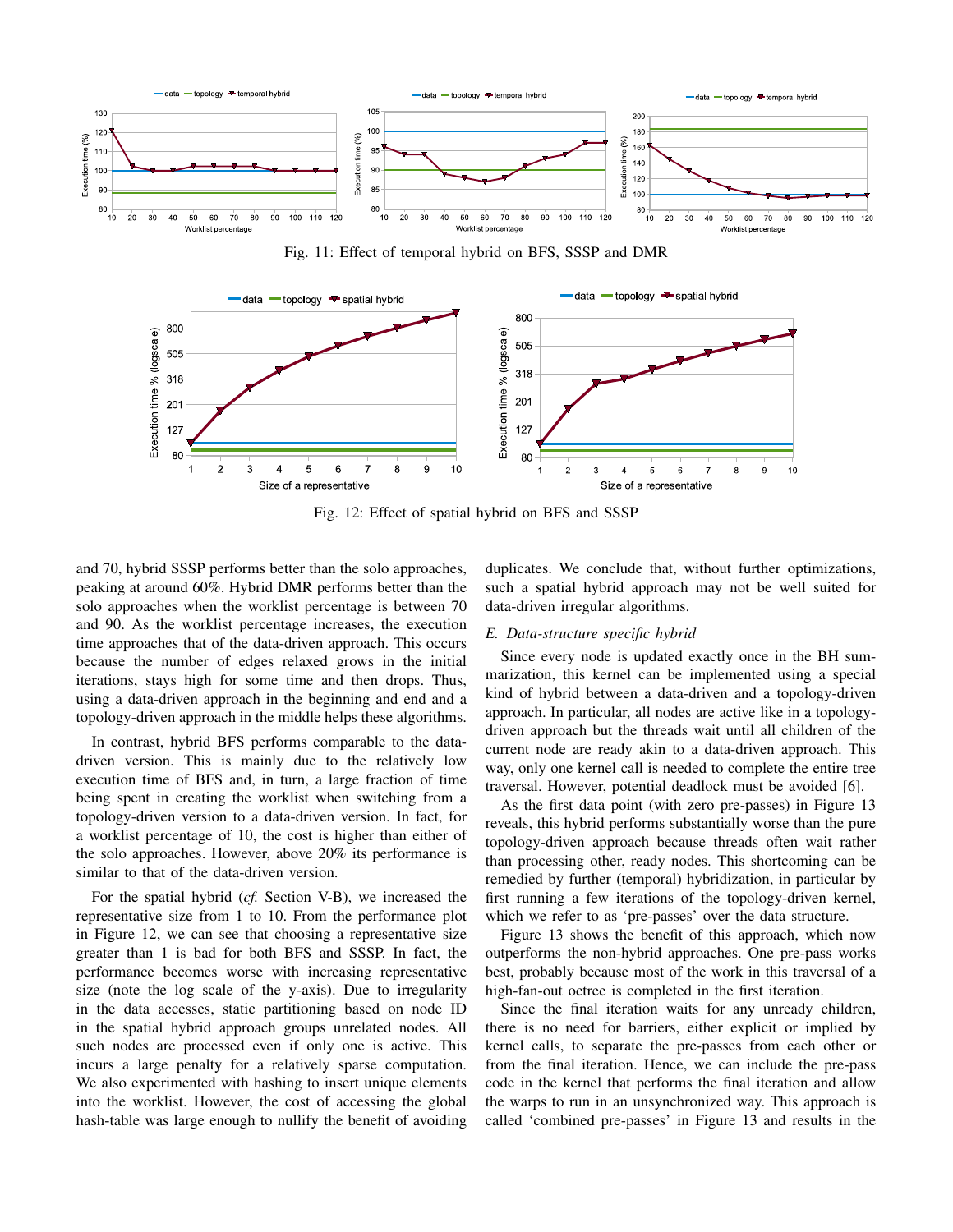Fig. 11: Effect of temporal hybrid on BFS, SSSP and DMR

Fig. 12: Effect of spatial hybrid on BFS and SSSP

and 70, hybrid SSSP performs better than the solo approaches, peaking at around 60%. Hybrid DMR performs better than the solo approaches when the worklist percentage is between 70 and 90. As the worklist percentage increases, the execution time approaches that of the data-driven approach. This occurs because the number of edges relaxed grows in the initial iterations, stays high for some time and then drops. Thus, using a data-driven approach in the beginning and end and a topology-driven approach in the middle helps these algorithms.

In contrast, hybrid BFS performs comparable to the data-driven version. This is mainly due to the relatively low execution time of BFS and, in turn, a large fraction of time being spent in creating the worklist when switching from a topology-driven version to a data-driven version. In fact, for a worklist percentage of 10, the cost is higher than either of the solo approaches. However, above 20% its performance is similar to that of the data-driven version.

For the spatial hybrid (*cf.* Section V-B), we increased the representative size from 1 to 10. From the performance plot in Figure 12, we can see that choosing a representative size greater than 1 is bad for both BFS and SSSP. In fact, the performance becomes worse with increasing representative size (note the log scale of the y-axis). Due to irregularity in the data accesses, static partitioning based on node ID in the spatial hybrid approach groups unrelated nodes. All such nodes are processed even if only one is active. This incurs a large penalty for a relatively sparse computation. We also experimented with hashing to insert unique elements into the worklist. However, the cost of accessing the global hash-table was large enough to nullify the benefit of avoiding duplicates. We conclude that, without further optimizations, such a spatial hybrid approach may not be well suited for data-driven irregular algorithms.

### E. Data-structure specific hybrid

Since every node is updated exactly once in the BH summarization, this kernel can be implemented using a special kind of hybrid between a data-driven and a topology-driven approach. In particular, all nodes are active like in a topology-driven approach but the threads wait until all children of the current node are ready akin to a data-driven approach. This way, only one kernel call is needed to complete the entire tree traversal. However, potential deadlock must be avoided [6].

As the first data point (with zero pre-passes) in Figure 13 reveals, this hybrid performs substantially worse than the pure topology-driven approach because threads often wait rather than processing other, ready nodes. This shortcoming can be remedied by further (temporal) hybridization, in particular by first running a few iterations of the topology-driven kernel, which we refer to as 'pre-passes' over the data structure.

Figure 13 shows the benefit of this approach, which now outperforms the non-hybrid approaches. One pre-pass works best, probably because most of the work in this traversal of a high-fan-out octree is completed in the first iteration.

Since the final iteration waits for any unready children, there is no need for barriers, either explicit or implied by kernel calls, to separate the pre-passes from each other or from the final iteration. Hence, we can include the pre-pass code in the kernel that performs the final iteration and allow the warps to run in an unsynchronized way. This approach is called 'combined pre-passes' in Figure 13 and results in the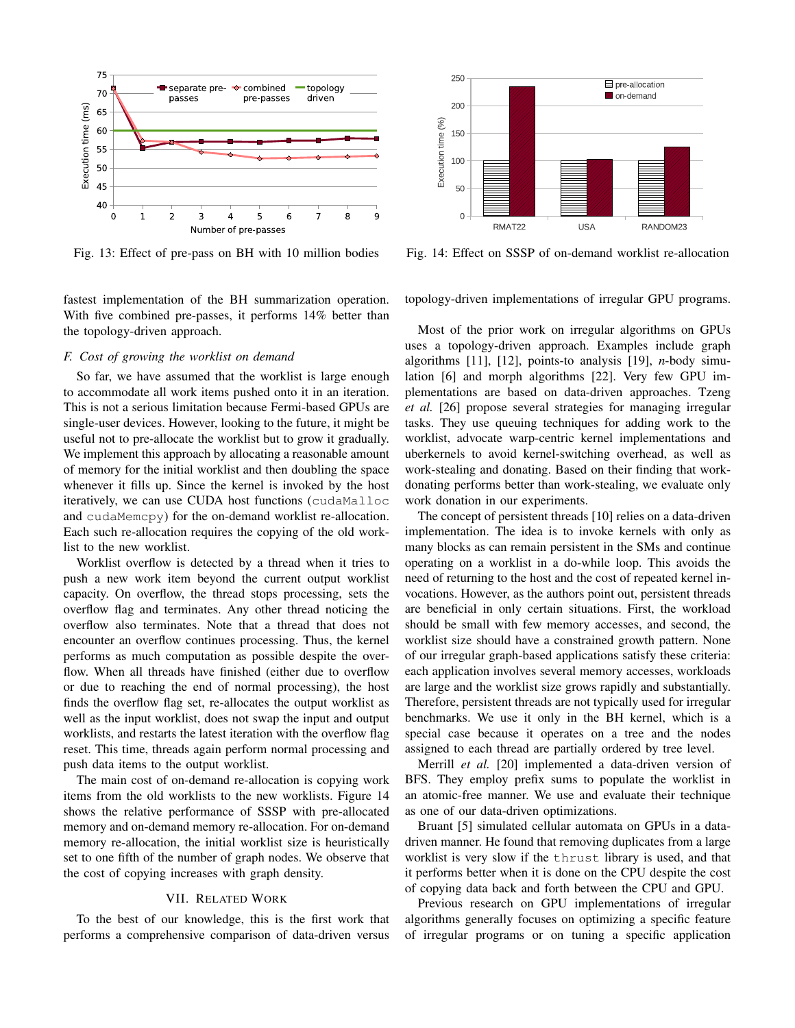Fig. 13: Effect of pre-pass on BH with 10 million bodies

Fig. 14: Effect on SSSP of on-demand worklist re-allocation

fastest implementation of the BH summarization operation. With five combined pre-passes, it performs 14% better than the topology-driven approach.

### F. Cost of growing the worklist on demand

So far, we have assumed that the worklist is large enough to accommodate all work items pushed onto it in an iteration. This is not a serious limitation because Fermi-based GPUs are single-user devices. However, looking to the future, it might be useful not to pre-allocate the worklist but to grow it gradually. We implement this approach by allocating a reasonable amount of memory for the initial worklist and then doubling the space whenever it fills up. Since the kernel is invoked by the host iteratively, we can use CUDA host functions (`cudaMalloc` and `cudaMemcpy`) for the on-demand worklist re-allocation. Each such re-allocation requires the copying of the old worklist to the new worklist.

Worklist overflow is detected by a thread when it tries to push a new work item beyond the current output worklist capacity. On overflow, the thread stops processing, sets the overflow flag and terminates. Any other thread noticing the overflow also terminates. Note that a thread that does not encounter an overflow continues processing. Thus, the kernel performs as much computation as possible despite the overflow. When all threads have finished (either due to overflow or due to reaching the end of normal processing), the host finds the overflow flag set, re-allocates the output worklist as well as the input worklist, does not swap the input and output worklists, and restarts the latest iteration with the overflow flag reset. This time, threads again perform normal processing and push data items to the output worklist.

The main cost of on-demand re-allocation is copying work items from the old worklists to the new worklists. Figure 14 shows the relative performance of SSSP with pre-allocated memory and on-demand memory re-allocation. For on-demand memory re-allocation, the initial worklist size is heuristically set to one fifth of the number of graph nodes. We observe that the cost of copying increases with graph density.

## VII. Related Work

To the best of our knowledge, this is the first work that performs a comprehensive comparison of data-driven versus topology-driven implementations of irregular GPU programs.

Most of the prior work on irregular algorithms on GPUs uses a topology-driven approach. Examples include graph algorithms [11], [12], points-to analysis [19], *n*-body simulation [6] and morph algorithms [22]. Very few GPU implementations are based on data-driven approaches. Tzeng *et al.* [26] propose several strategies for managing irregular tasks. They use queuing techniques for adding work to the worklist, advocate warp-centric kernel implementations and uberkernels to avoid kernel-switching overhead, as well as work-stealing and donating. Based on their finding that work-donating performs better than work-stealing, we evaluate only work donation in our experiments.

The concept of persistent threads [10] relies on a data-driven implementation. The idea is to invoke kernels with only as many blocks as can remain persistent in the SMs and continue operating on a worklist in a do-while loop. This avoids the need of returning to the host and the cost of repeated kernel invocations. However, as the authors point out, persistent threads are beneficial in only certain situations. First, the workload should be small with few memory accesses, and second, the worklist size should have a constrained growth pattern. None of our irregular graph-based applications satisfy these criteria: each application involves several memory accesses, workloads are large and the worklist size grows rapidly and substantially. Therefore, persistent threads are not typically used for irregular benchmarks. We use it only in the BH kernel, which is a special case because it operates on a tree and the nodes assigned to each thread are partially ordered by tree level.

Merrill *et al.* [20] implemented a data-driven version of BFS. They employ prefix sums to populate the worklist in an atomic-free manner. We use and evaluate their technique as one of our data-driven optimizations.

Bruant [5] simulated cellular automata on GPUs in a data-driven manner. He found that removing duplicates from a large worklist is very slow if the `thrust` library is used, and that it performs better when it is done on the CPU despite the cost of copying data back and forth between the CPU and GPU.

Previous research on GPU implementations of irregular algorithms generally focuses on optimizing a specific feature of irregular programs or on tuning a specific application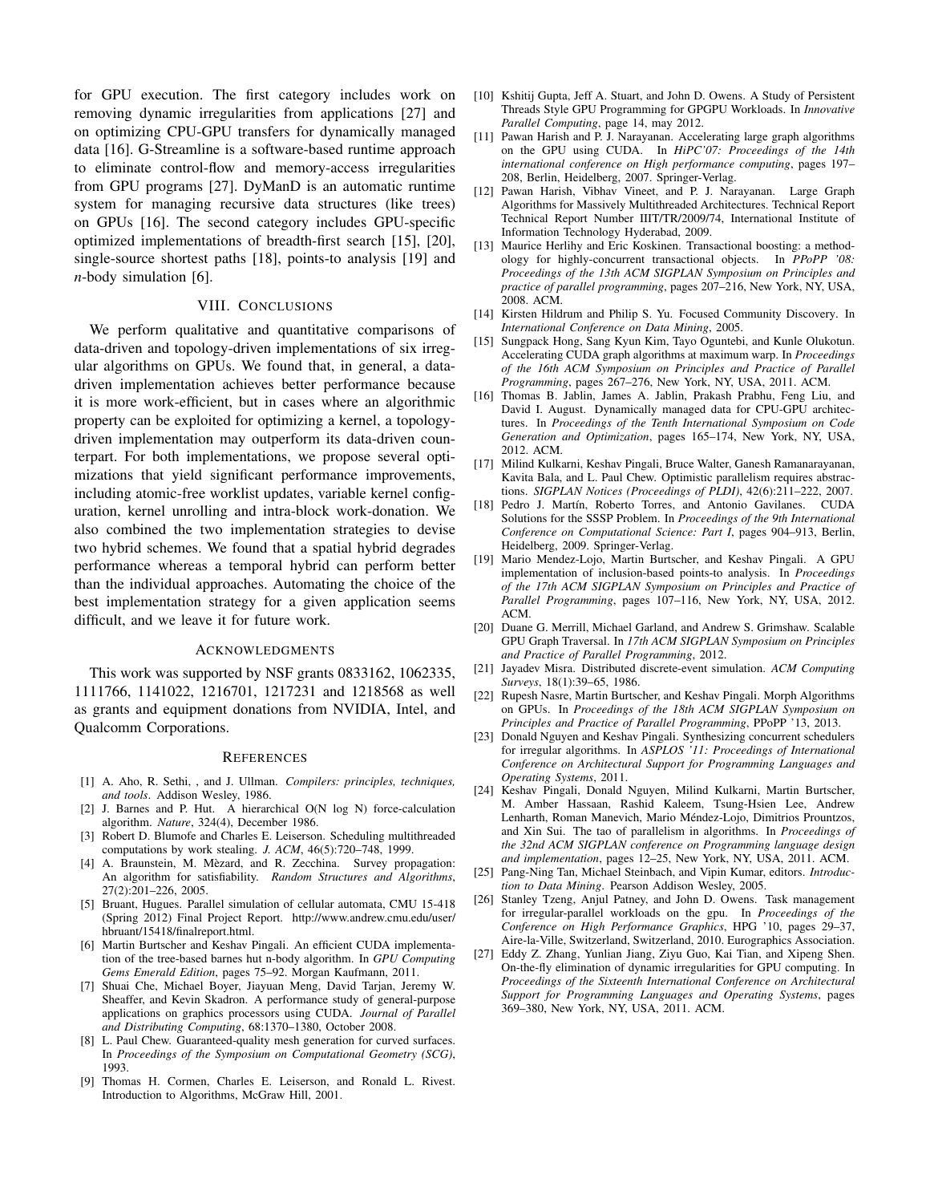for GPU execution. The first category includes work on removing dynamic irregularities from applications [27] and on optimizing CPU-GPU transfers for dynamically managed data [16]. G-Streamline is a software-based runtime approach to eliminate control-flow and memory-access irregularities from GPU programs [27]. DyManD is an automatic runtime system for managing recursive data structures (like trees) on GPUs [16]. The second category includes GPU-specific optimized implementations of breadth-first search [15], [20], single-source shortest paths [18], points-to analysis [19] and $n$-body simulation [6].

## VIII. Conclusions

We perform qualitative and quantitative comparisons of data-driven and topology-driven implementations of six irregular algorithms on GPUs. We found that, in general, a data-driven implementation achieves better performance because it is more work-efficient, but in cases where an algorithmic property can be exploited for optimizing a kernel, a topology-driven implementation may outperform its data-driven counterpart. For both implementations, we propose several optimizations that yield significant performance improvements, including atomic-free worklist updates, variable kernel configuration, kernel unrolling and intra-block work-donation. We also combined the two implementation strategies to devise two hybrid schemes. We found that a spatial hybrid degrades performance whereas a temporal hybrid can perform better than the individual approaches. Automating the choice of the best implementation strategy for a given application seems difficult, and we leave it for future work.

## Acknowledgments

This work was supported by NSF grants 0833162, 1062335, 1111766, 1141022, 1216701, 1217231 and 1218568 as well as grants and equipment donations from NVIDIA, Intel, and Qualcomm Corporations.

## References

[1] A. Aho, R. Sethi, , and J. Ullman. *Compilers: principles, techniques, and tools*. Addison Wesley, 1986.

[2] J. Barnes and P. Hut. A hierarchical O(N log N) force-calculation algorithm. *Nature*, 324(4), December 1986.

[3] Robert D. Blumofe and Charles E. Leiserson. Scheduling multithreaded computations by work stealing. *J. ACM*, 46(5):720–748, 1999.

[4] A. Braunstein, M. Mèzard, and R. Zecchina. Survey propagation: An algorithm for satisfiability. *Random Structures and Algorithms*, 27(2):201–226, 2005.

[5] Bruant, Hugues. Parallel simulation of cellular automata, CMU 15-418 (Spring 2012) Final Project Report. http://www.andrew.cmu.edu/user/hbruant/15418/finalreport.html.

[6] Martin Burtscher and Keshav Pingali. An efficient CUDA implementation of the tree-based barnes hut n-body algorithm. In *GPU Computing Gems Emerald Edition*, pages 75–92. Morgan Kaufmann, 2011.

[7] Shuai Che, Michael Boyer, Jiayuan Meng, David Tarjan, Jeremy W. Sheaffer, and Kevin Skadron. A performance study of general-purpose applications on graphics processors using CUDA. *Journal of Parallel and Distributing Computing*, 68:1370–1380, October 2008.

[8] L. Paul Chew. Guaranteed-quality mesh generation for curved surfaces. In *Proceedings of the Symposium on Computational Geometry (SCG)*, 1993.

[9] Thomas H. Cormen, Charles E. Leiserson, and Ronald L. Rivest. Introduction to Algorithms, McGraw Hill, 2001.

[10] Kshitij Gupta, Jeff A. Stuart, and John D. Owens. A Study of Persistent Threads Style GPU Programming for GPGPU Workloads. In *Innovative Parallel Computing*, page 14, may 2012.

[11] Pawan Harish and P. J. Narayanan. Accelerating large graph algorithms on the GPU using CUDA. In *HiPC'07: Proceedings of the 14th international conference on High performance computing*, pages 197–208, Berlin, Heidelberg, 2007. Springer-Verlag.

[12] Pawan Harish, Vibhav Vineet, and P. J. Narayanan. Large Graph Algorithms for Massively Multithreaded Architectures. Technical Report Technical Report Number IIIT/TR/2009/74, International Institute of Information Technology Hyderabad, 2009.

[13] Maurice Herlihy and Eric Koskinen. Transactional boosting: a methodology for highly-concurrent transactional objects. In *PPoPP '08: Proceedings of the 13th ACM SIGPLAN Symposium on Principles and practice of parallel programming*, pages 207–216, New York, NY, USA, 2008. ACM.

[14] Kirsten Hildrum and Philip S. Yu. Focused Community Discovery. In *International Conference on Data Mining*, 2005.

[15] Sungpack Hong, Sang Kyun Kim, Tayo Oguntebi, and Kunle Olukotun. Accelerating CUDA graph algorithms at maximum warp. In *Proceedings of the 16th ACM Symposium on Principles and Practice of Parallel Programming*, pages 267–276, New York, NY, USA, 2011. ACM.

[16] Thomas B. Jablin, James A. Jablin, Prakash Prabhu, Feng Liu, and David I. August. Dynamically managed data for CPU-GPU architectures. In *Proceedings of the Tenth International Symposium on Code Generation and Optimization*, pages 165–174, New York, NY, USA, 2012. ACM.

[17] Milind Kulkarni, Keshav Pingali, Bruce Walter, Ganesh Ramanarayanan, Kavita Bala, and L. Paul Chew. Optimistic parallelism requires abstractions. *SIGPLAN Notices (Proceedings of PLDI)*, 42(6):211–222, 2007.

[18] Pedro J. Martín, Roberto Torres, and Antonio Gavilanes. CUDA Solutions for the SSSP Problem. In *Proceedings of the 9th International Conference on Computational Science: Part I*, pages 904–913, Berlin, Heidelberg, 2009. Springer-Verlag.

[19] Mario Mendez-Lojo, Martin Burtscher, and Keshav Pingali. A GPU implementation of inclusion-based points-to analysis. In *Proceedings of the 17th ACM SIGPLAN Symposium on Principles and Practice of Parallel Programming*, pages 107–116, New York, NY, USA, 2012. ACM.

[20] Duane G. Merrill, Michael Garland, and Andrew S. Grimshaw. Scalable GPU Graph Traversal. In *17th ACM SIGPLAN Symposium on Principles and Practice of Parallel Programming*, 2012.

[21] Jayadev Misra. Distributed discrete-event simulation. *ACM Computing Surveys*, 18(1):39–65, 1986.

[22] Rupesh Nasre, Martin Burtscher, and Keshav Pingali. Morph Algorithms on GPUs. In *Proceedings of the 18th ACM SIGPLAN Symposium on Principles and Practice of Parallel Programming*, PPoPP '13, 2013.

[23] Donald Nguyen and Keshav Pingali. Synthesizing concurrent schedulers for irregular algorithms. In *ASPLOS '11: Proceedings of International Conference on Architectural Support for Programming Languages and Operating Systems*, 2011.

[24] Keshav Pingali, Donald Nguyen, Milind Kulkarni, Martin Burtscher, M. Amber Hassaan, Rashid Kaleem, Tsung-Hsien Lee, Andrew Lenharth, Roman Manevich, Mario Méndez-Lojo, Dimitrios Prountzos, and Xin Sui. The tao of parallelism in algorithms. In *Proceedings of the 32nd ACM SIGPLAN conference on Programming language design and implementation*, pages 12–25, New York, NY, USA, 2011. ACM.

[25] Pang-Ning Tan, Michael Steinbach, and Vipin Kumar, editors. *Introduction to Data Mining*. Pearson Addison Wesley, 2005.

[26] Stanley Tzeng, Anjul Patney, and John D. Owens. Task management for irregular-parallel workloads on the gpu. In *Proceedings of the Conference on High Performance Graphics*, HPG '10, pages 29–37, Aire-la-Ville, Switzerland, Switzerland, 2010. Eurographics Association.

[27] Eddy Z. Zhang, Yunlian Jiang, Ziyu Guo, Kai Tian, and Xipeng Shen. On-the-fly elimination of dynamic irregularities for GPU computing. In *Proceedings of the Sixteenth International Conference on Architectural Support for Programming Languages and Operating Systems*, pages 369–380, New York, NY, USA, 2011. ACM.